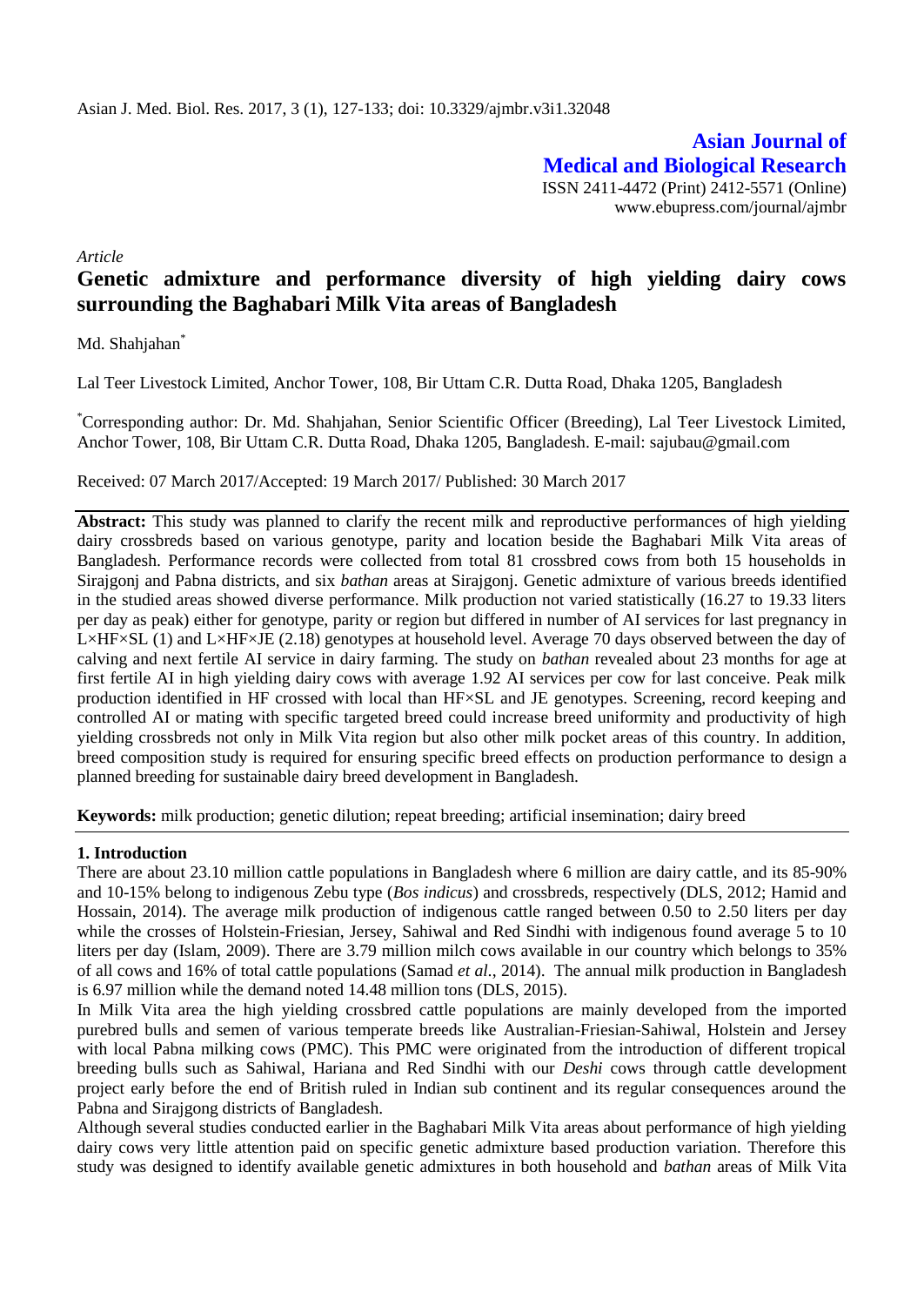Asian J. Med. Biol. Res. 2017, 3 (1), 127-133; doi: 10.3329/ajmbr.v3i1.32048

**Asian Journal of Medical and Biological Research**

ISSN 2411-4472 (Print) 2412-5571 (Online)
www.ebupress.com/journal/ajmbr

*Article*

# Genetic admixture and performance diversity of high yielding dairy cows surrounding the Baghabari Milk Vita areas of Bangladesh

Md. Shahjahan*

Lal Teer Livestock Limited, Anchor Tower, 108, Bir Uttam C.R. Dutta Road, Dhaka 1205, Bangladesh

*Corresponding author: Dr. Md. Shahjahan, Senior Scientific Officer (Breeding), Lal Teer Livestock Limited, Anchor Tower, 108, Bir Uttam C.R. Dutta Road, Dhaka 1205, Bangladesh. E-mail: sajubau@gmail.com

Received: 07 March 2017/Accepted: 19 March 2017/ Published: 30 March 2017

**Abstract:** This study was planned to clarify the recent milk and reproductive performances of high yielding dairy crossbreds based on various genotype, parity and location beside the Baghabari Milk Vita areas of Bangladesh. Performance records were collected from total 81 crossbred cows from both 15 households in Sirajgonj and Pabna districts, and six *bathan* areas at Sirajgonj. Genetic admixture of various breeds identified in the studied areas showed diverse performance. Milk production not varied statistically (16.27 to 19.33 liters per day as peak) either for genotype, parity or region but differed in number of AI services for last pregnancy in L×HF×SL (1) and L×HF×JE (2.18) genotypes at household level. Average 70 days observed between the day of calving and next fertile AI service in dairy farming. The study on *bathan* revealed about 23 months for age at first fertile AI in high yielding dairy cows with average 1.92 AI services per cow for last conceive. Peak milk production identified in HF crossed with local than HF×SL and JE genotypes. Screening, record keeping and controlled AI or mating with specific targeted breed could increase breed uniformity and productivity of high yielding crossbreds not only in Milk Vita region but also other milk pocket areas of this country. In addition, breed composition study is required for ensuring specific breed effects on production performance to design a planned breeding for sustainable dairy breed development in Bangladesh.

**Keywords:** milk production; genetic dilution; repeat breeding; artificial insemination; dairy breed

## 1. Introduction

There are about 23.10 million cattle populations in Bangladesh where 6 million are dairy cattle, and its 85-90% and 10-15% belong to indigenous Zebu type (*Bos indicus*) and crossbreds, respectively (DLS, 2012; Hamid and Hossain, 2014). The average milk production of indigenous cattle ranged between 0.50 to 2.50 liters per day while the crosses of Holstein-Friesian, Jersey, Sahiwal and Red Sindhi with indigenous found average 5 to 10 liters per day (Islam, 2009). There are 3.79 million milch cows available in our country which belongs to 35% of all cows and 16% of total cattle populations (Samad *et al*., 2014). The annual milk production in Bangladesh is 6.97 million while the demand noted 14.48 million tons (DLS, 2015).

In Milk Vita area the high yielding crossbred cattle populations are mainly developed from the imported purebred bulls and semen of various temperate breeds like Australian-Friesian-Sahiwal, Holstein and Jersey with local Pabna milking cows (PMC). This PMC were originated from the introduction of different tropical breeding bulls such as Sahiwal, Hariana and Red Sindhi with our *Deshi* cows through cattle development project early before the end of British ruled in Indian sub continent and its regular consequences around the Pabna and Sirajgong districts of Bangladesh.

Although several studies conducted earlier in the Baghabari Milk Vita areas about performance of high yielding dairy cows very little attention paid on specific genetic admixture based production variation. Therefore this study was designed to identify available genetic admixtures in both household and *bathan* areas of Milk Vita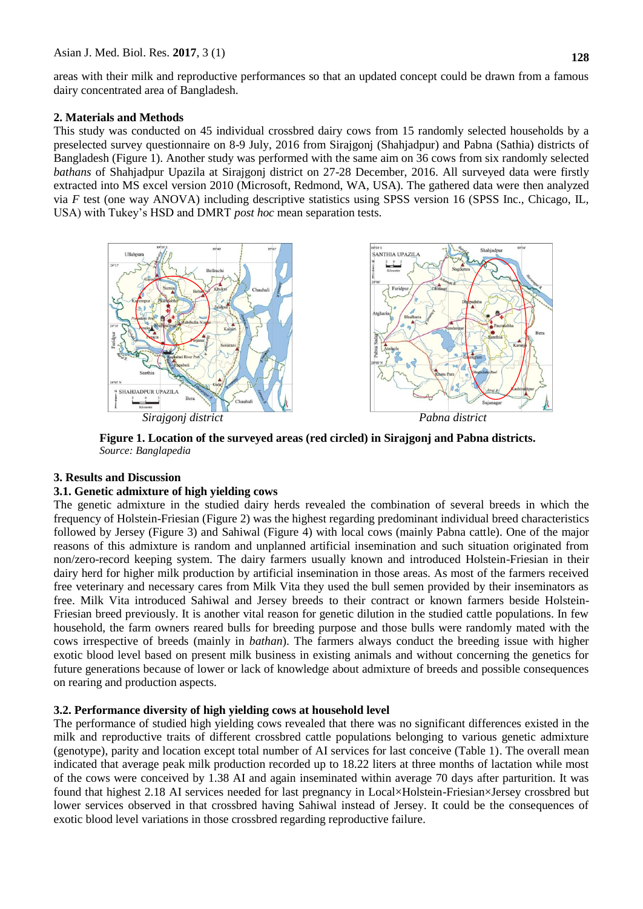areas with their milk and reproductive performances so that an updated concept could be drawn from a famous dairy concentrated area of Bangladesh.

## 2. Materials and Methods

This study was conducted on 45 individual crossbred dairy cows from 15 randomly selected households by a preselected survey questionnaire on 8-9 July, 2016 from Sirajgonj (Shahjadpur) and Pabna (Sathia) districts of Bangladesh (Figure 1). Another study was performed with the same aim on 36 cows from six randomly selected *bathans* of Shahjadpur Upazila at Sirajgonj district on 27-28 December, 2016. All surveyed data were firstly extracted into MS excel version 2010 (Microsoft, Redmond, WA, USA). The gathered data were then analyzed via *F* test (one way ANOVA) including descriptive statistics using SPSS version 16 (SPSS Inc., Chicago, IL, USA) with Tukey's HSD and DMRT *post hoc* mean separation tests.

*Sirajgonj district* *Pabna district*

**Figure 1. Location of the surveyed areas (red circled) in Sirajgonj and Pabna districts.**
*Source: Banglapedia*

## 3. Results and Discussion

### 3.1. Genetic admixture of high yielding cows

The genetic admixture in the studied dairy herds revealed the combination of several breeds in which the frequency of Holstein-Friesian (Figure 2) was the highest regarding predominant individual breed characteristics followed by Jersey (Figure 3) and Sahiwal (Figure 4) with local cows (mainly Pabna cattle). One of the major reasons of this admixture is random and unplanned artificial insemination and such situation originated from non/zero-record keeping system. The dairy farmers usually known and introduced Holstein-Friesian in their dairy herd for higher milk production by artificial insemination in those areas. As most of the farmers received free veterinary and necessary cares from Milk Vita they used the bull semen provided by their inseminators as free. Milk Vita introduced Sahiwal and Jersey breeds to their contract or known farmers beside Holstein-Friesian breed previously. It is another vital reason for genetic dilution in the studied cattle populations. In few household, the farm owners reared bulls for breeding purpose and those bulls were randomly mated with the cows irrespective of breeds (mainly in *bathan*). The farmers always conduct the breeding issue with higher exotic blood level based on present milk business in existing animals and without concerning the genetics for future generations because of lower or lack of knowledge about admixture of breeds and possible consequences on rearing and production aspects.

### 3.2. Performance diversity of high yielding cows at household level

The performance of studied high yielding cows revealed that there was no significant differences existed in the milk and reproductive traits of different crossbred cattle populations belonging to various genetic admixture (genotype), parity and location except total number of AI services for last conceive (Table 1). The overall mean indicated that average peak milk production recorded up to 18.22 liters at three months of lactation while most of the cows were conceived by 1.38 AI and again inseminated within average 70 days after parturition. It was found that highest 2.18 AI services needed for last pregnancy in Local×Holstein-Friesian×Jersey crossbred but lower services observed in that crossbred having Sahiwal instead of Jersey. It could be the consequences of exotic blood level variations in those crossbred regarding reproductive failure.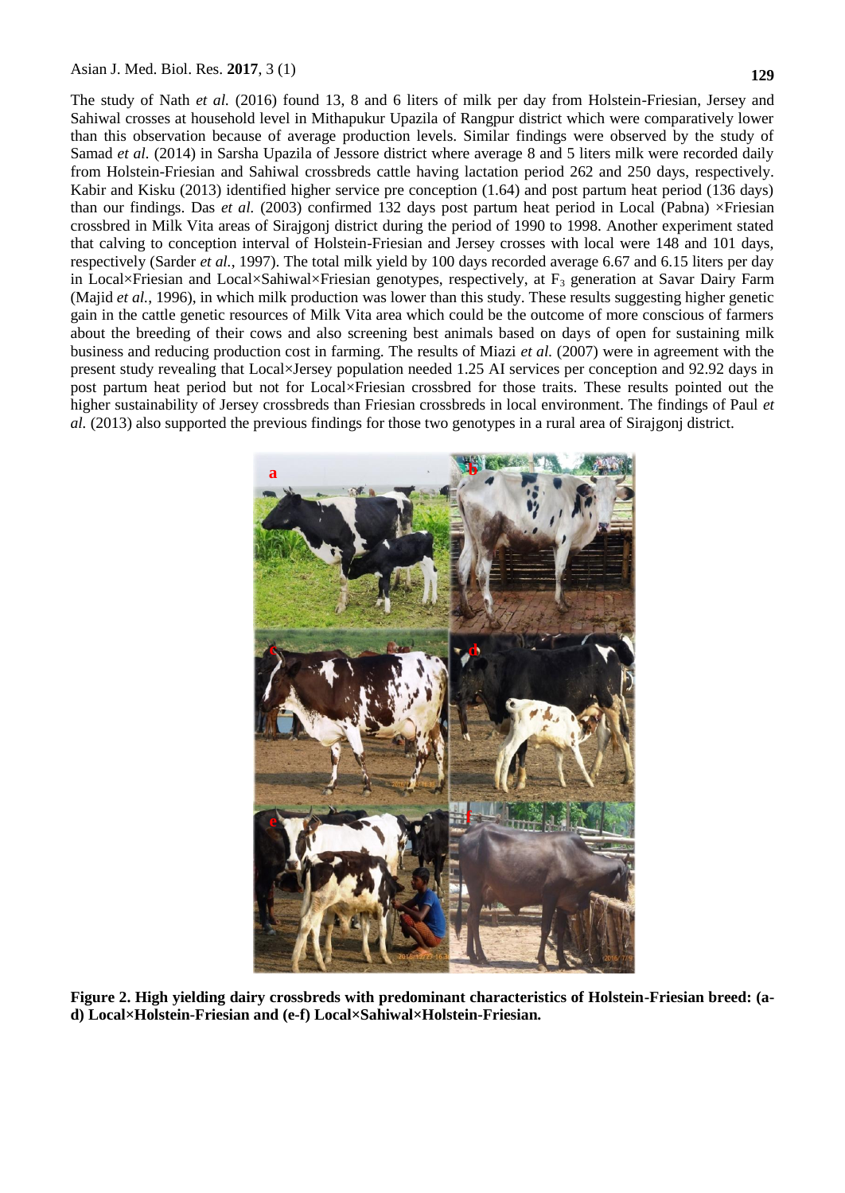The study of Nath *et al.* (2016) found 13, 8 and 6 liters of milk per day from Holstein-Friesian, Jersey and Sahiwal crosses at household level in Mithapukur Upazila of Rangpur district which were comparatively lower than this observation because of average production levels. Similar findings were observed by the study of Samad *et al.* (2014) in Sarsha Upazila of Jessore district where average 8 and 5 liters milk were recorded daily from Holstein-Friesian and Sahiwal crossbreds cattle having lactation period 262 and 250 days, respectively. Kabir and Kisku (2013) identified higher service pre conception (1.64) and post partum heat period (136 days) than our findings. Das *et al.* (2003) confirmed 132 days post partum heat period in Local (Pabna) ×Friesian crossbred in Milk Vita areas of Sirajgonj district during the period of 1990 to 1998. Another experiment stated that calving to conception interval of Holstein-Friesian and Jersey crosses with local were 148 and 101 days, respectively (Sarder *et al.*, 1997). The total milk yield by 100 days recorded average 6.67 and 6.15 liters per day in Local×Friesian and Local×Sahiwal×Friesian genotypes, respectively, at $F_3$ generation at Savar Dairy Farm (Majid *et al.*, 1996), in which milk production was lower than this study. These results suggesting higher genetic gain in the cattle genetic resources of Milk Vita area which could be the outcome of more conscious of farmers about the breeding of their cows and also screening best animals based on days of open for sustaining milk business and reducing production cost in farming. The results of Miazi *et al.* (2007) were in agreement with the present study revealing that Local×Jersey population needed 1.25 AI services per conception and 92.92 days in post partum heat period but not for Local×Friesian crossbred for those traits. These results pointed out the higher sustainability of Jersey crossbreds than Friesian crossbreds in local environment. The findings of Paul *et al.* (2013) also supported the previous findings for those two genotypes in a rural area of Sirajgonj district.

**Figure 2. High yielding dairy crossbreds with predominant characteristics of Holstein-Friesian breed: (a-d) Local×Holstein-Friesian and (e-f) Local×Sahiwal×Holstein-Friesian.**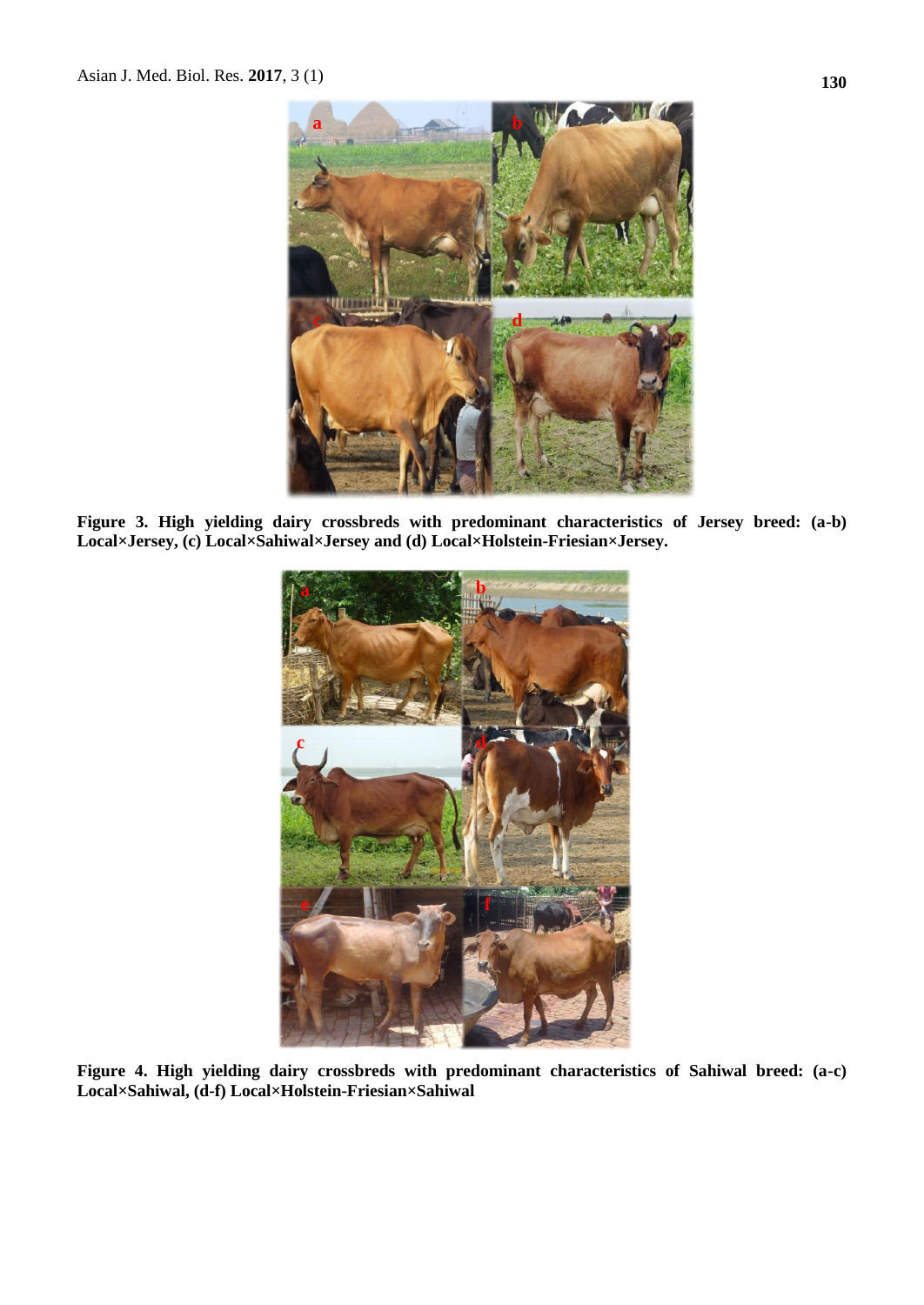**Figure 3. High yielding dairy crossbreds with predominant characteristics of Jersey breed: (a-b) Local×Jersey, (c) Local×Sahiwal×Jersey and (d) Local×Holstein-Friesian×Jersey.**

**Figure 4. High yielding dairy crossbreds with predominant characteristics of Sahiwal breed: (a-c) Local×Sahiwal, (d-f) Local×Holstein-Friesian×Sahiwal**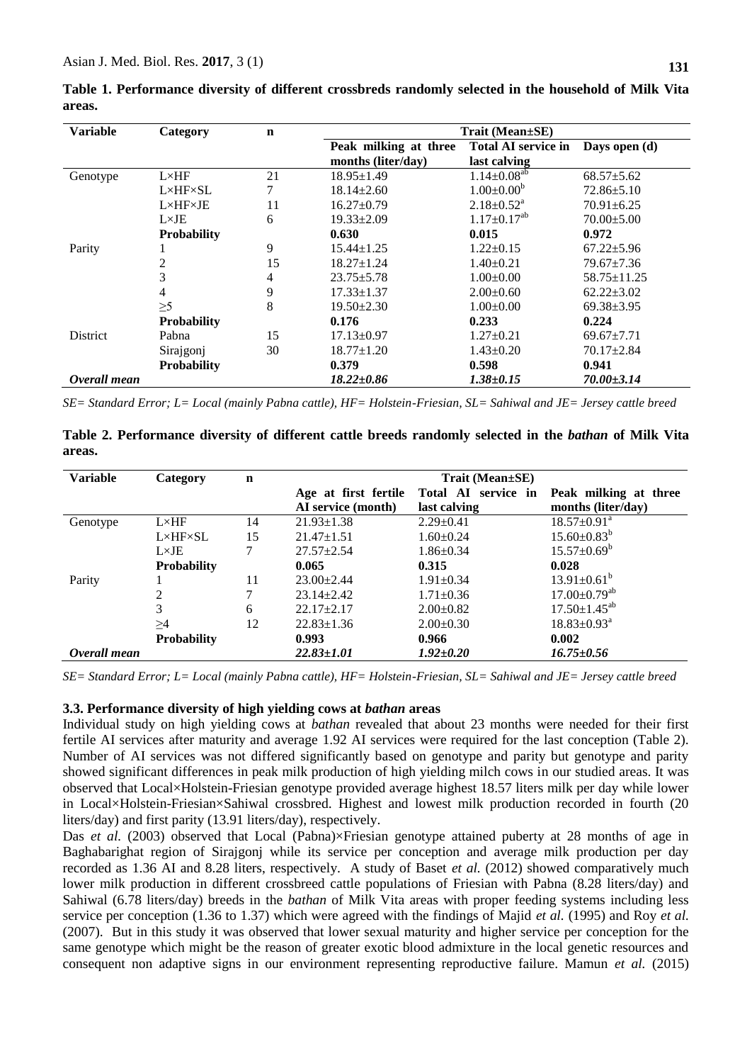**Table 1. Performance diversity of different crossbreds randomly selected in the household of Milk Vita areas.**

| Variable | Category | n | Trait (Mean±SE) | | |
|---|---|---|---|---|---|
| | | | Peak milking at three months (liter/day) | Total AI service in last calving | Days open (d) |
| Genotype | L×HF | 21 | 18.95±1.49 | 1.14±0.08[ab] | 68.57±5.62 |
| | L×HF×SL | 7 | 18.14±2.60 | 1.00±0.00[b] | 72.86±5.10 |
| | L×HF×JE | 11 | 16.27±0.79 | 2.18±0.52[a] | 70.91±6.25 |
| | L×JE | 6 | 19.33±2.09 | 1.17±0.17[ab] | 70.00±5.00 |
| | **Probability** | | **0.630** | **0.015** | **0.972** |
| Parity | 1 | 9 | 15.44±1.25 | 1.22±0.15 | 67.22±5.96 |
| | 2 | 15 | 18.27±1.24 | 1.40±0.21 | 79.67±7.36 |
| | 3 | 4 | 23.75±5.78 | 1.00±0.00 | 58.75±11.25 |
| | 4 | 9 | 17.33±1.37 | 2.00±0.60 | 62.22±3.02 |
| | ≥5 | 8 | 19.50±2.30 | 1.00±0.00 | 69.38±3.95 |
| | **Probability** | | **0.176** | **0.233** | **0.224** |
| District | Pabna | 15 | 17.13±0.97 | 1.27±0.21 | 69.67±7.71 |
| | Sirajgonj | 30 | 18.77±1.20 | 1.43±0.20 | 70.17±2.84 |
| | **Probability** | | **0.379** | **0.598** | **0.941** |
| ***Overall mean*** | | | ***18.22±0.86*** | ***1.38±0.15*** | ***70.00±3.14*** |

*SE= Standard Error; L= Local (mainly Pabna cattle), HF= Holstein-Friesian, SL= Sahiwal and JE= Jersey cattle breed*

**Table 2. Performance diversity of different cattle breeds randomly selected in the *bathan* of Milk Vita areas.**

| Variable | Category | n | Trait (Mean±SE) | | |
|---|---|---|---|---|---|
| | | | Age at first fertile AI service (month) | Total AI service in last calving | Peak milking at three months (liter/day) |
| Genotype | L×HF | 14 | 21.93±1.38 | 2.29±0.41 | 18.57±0.91[a] |
| | L×HF×SL | 15 | 21.47±1.51 | 1.60±0.24 | 15.60±0.83[b] |
| | L×JE | 7 | 27.57±2.54 | 1.86±0.34 | 15.57±0.69[b] |
| | **Probability** | | **0.065** | **0.315** | **0.028** |
| Parity | 1 | 11 | 23.00±2.44 | 1.91±0.34 | 13.91±0.61[b] |
| | 2 | 7 | 23.14±2.42 | 1.71±0.36 | 17.00±0.79[ab] |
| | 3 | 6 | 22.17±2.17 | 2.00±0.82 | 17.50±1.45[ab] |
| | ≥4 | 12 | 22.83±1.36 | 2.00±0.30 | 18.83±0.93[a] |
| | **Probability** | | **0.993** | **0.966** | **0.002** |
| ***Overall mean*** | | | ***22.83±1.01*** | ***1.92±0.20*** | ***16.75±0.56*** |

*SE= Standard Error; L= Local (mainly Pabna cattle), HF= Holstein-Friesian, SL= Sahiwal and JE= Jersey cattle breed*

### 3.3. Performance diversity of high yielding cows at *bathan* areas

Individual study on high yielding cows at *bathan* revealed that about 23 months were needed for their first fertile AI services after maturity and average 1.92 AI services were required for the last conception (Table 2). Number of AI services was not differed significantly based on genotype and parity but genotype and parity showed significant differences in peak milk production of high yielding milch cows in our studied areas. It was observed that Local×Holstein-Friesian genotype provided average highest 18.57 liters milk per day while lower in Local×Holstein-Friesian×Sahiwal crossbred. Highest and lowest milk production recorded in fourth (20 liters/day) and first parity (13.91 liters/day), respectively.

Das *et al.* (2003) observed that Local (Pabna)×Friesian genotype attained puberty at 28 months of age in Baghabarighat region of Sirajgonj while its service per conception and average milk production per day recorded as 1.36 AI and 8.28 liters, respectively. A study of Baset *et al.* (2012) showed comparatively much lower milk production in different crossbreed cattle populations of Friesian with Pabna (8.28 liters/day) and Sahiwal (6.78 liters/day) breeds in the *bathan* of Milk Vita areas with proper feeding systems including less service per conception (1.36 to 1.37) which were agreed with the findings of Majid *et al.* (1995) and Roy *et al.* (2007). But in this study it was observed that lower sexual maturity and higher service per conception for the same genotype which might be the reason of greater exotic blood admixture in the local genetic resources and consequent non adaptive signs in our environment representing reproductive failure. Mamun *et al.* (2015)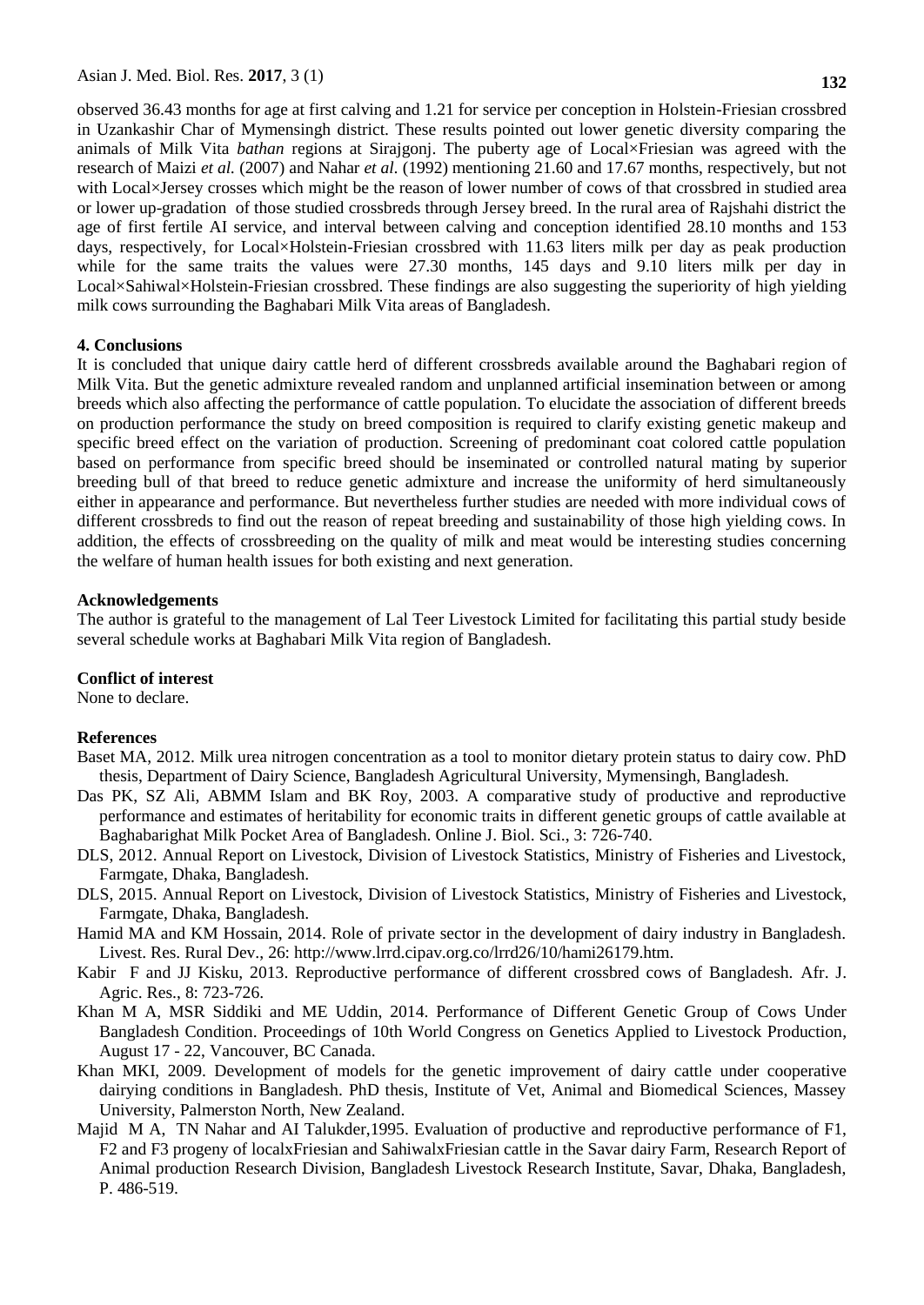observed 36.43 months for age at first calving and 1.21 for service per conception in Holstein-Friesian crossbred in Uzankashir Char of Mymensingh district. These results pointed out lower genetic diversity comparing the animals of Milk Vita *bathan* regions at Sirajgonj. The puberty age of Local×Friesian was agreed with the research of Maizi *et al.* (2007) and Nahar *et al.* (1992) mentioning 21.60 and 17.67 months, respectively, but not with Local×Jersey crosses which might be the reason of lower number of cows of that crossbred in studied area or lower up-gradation of those studied crossbreds through Jersey breed. In the rural area of Rajshahi district the age of first fertile AI service, and interval between calving and conception identified 28.10 months and 153 days, respectively, for Local×Holstein-Friesian crossbred with 11.63 liters milk per day as peak production while for the same traits the values were 27.30 months, 145 days and 9.10 liters milk per day in Local×Sahiwal×Holstein-Friesian crossbred. These findings are also suggesting the superiority of high yielding milk cows surrounding the Baghabari Milk Vita areas of Bangladesh.

## 4. Conclusions

It is concluded that unique dairy cattle herd of different crossbreds available around the Baghabari region of Milk Vita. But the genetic admixture revealed random and unplanned artificial insemination between or among breeds which also affecting the performance of cattle population. To elucidate the association of different breeds on production performance the study on breed composition is required to clarify existing genetic makeup and specific breed effect on the variation of production. Screening of predominant coat colored cattle population based on performance from specific breed should be inseminated or controlled natural mating by superior breeding bull of that breed to reduce genetic admixture and increase the uniformity of herd simultaneously either in appearance and performance. But nevertheless further studies are needed with more individual cows of different crossbreds to find out the reason of repeat breeding and sustainability of those high yielding cows. In addition, the effects of crossbreeding on the quality of milk and meat would be interesting studies concerning the welfare of human health issues for both existing and next generation.

## Acknowledgements

The author is grateful to the management of Lal Teer Livestock Limited for facilitating this partial study beside several schedule works at Baghabari Milk Vita region of Bangladesh.

## Conflict of interest

None to declare.

## References

Baset MA, 2012. Milk urea nitrogen concentration as a tool to monitor dietary protein status to dairy cow. PhD thesis, Department of Dairy Science, Bangladesh Agricultural University, Mymensingh, Bangladesh.

Das PK, SZ Ali, ABMM Islam and BK Roy, 2003. A comparative study of productive and reproductive performance and estimates of heritability for economic traits in different genetic groups of cattle available at Baghabarighat Milk Pocket Area of Bangladesh. Online J. Biol. Sci., 3: 726-740.

DLS, 2012. Annual Report on Livestock, Division of Livestock Statistics, Ministry of Fisheries and Livestock, Farmgate, Dhaka, Bangladesh.

DLS, 2015. Annual Report on Livestock, Division of Livestock Statistics, Ministry of Fisheries and Livestock, Farmgate, Dhaka, Bangladesh.

Hamid MA and KM Hossain, 2014. Role of private sector in the development of dairy industry in Bangladesh. Livest. Res. Rural Dev., 26: http://www.lrrd.cipav.org.co/lrrd26/10/hami26179.htm.

Kabir F and JJ Kisku, 2013. Reproductive performance of different crossbred cows of Bangladesh. Afr. J. Agric. Res., 8: 723-726.

Khan M A, MSR Siddiki and ME Uddin, 2014. Performance of Different Genetic Group of Cows Under Bangladesh Condition. Proceedings of 10th World Congress on Genetics Applied to Livestock Production, August 17 - 22, Vancouver, BC Canada.

Khan MKI, 2009. Development of models for the genetic improvement of dairy cattle under cooperative dairying conditions in Bangladesh. PhD thesis, Institute of Vet, Animal and Biomedical Sciences, Massey University, Palmerston North, New Zealand.

Majid M A, TN Nahar and AI Talukder,1995. Evaluation of productive and reproductive performance of F1, F2 and F3 progeny of localxFriesian and SahiwalxFriesian cattle in the Savar dairy Farm, Research Report of Animal production Research Division, Bangladesh Livestock Research Institute, Savar, Dhaka, Bangladesh, P. 486-519.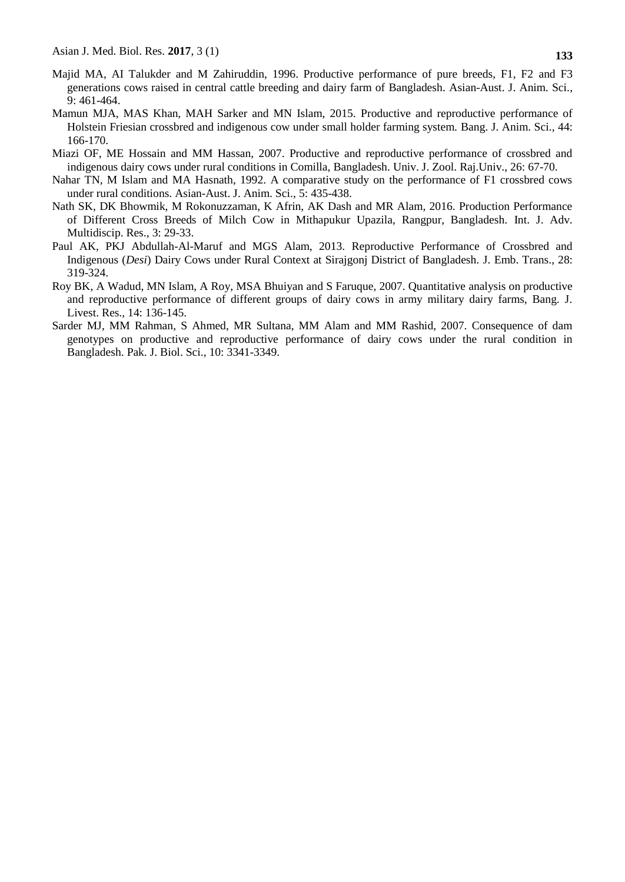Majid MA, AI Talukder and M Zahiruddin, 1996. Productive performance of pure breeds, F1, F2 and F3 generations cows raised in central cattle breeding and dairy farm of Bangladesh. Asian-Aust. J. Anim. Sci., 9: 461-464.

Mamun MJA, MAS Khan, MAH Sarker and MN Islam, 2015. Productive and reproductive performance of Holstein Friesian crossbred and indigenous cow under small holder farming system. Bang. J. Anim. Sci., 44: 166-170.

Miazi OF, ME Hossain and MM Hassan, 2007. Productive and reproductive performance of crossbred and indigenous dairy cows under rural conditions in Comilla, Bangladesh. Univ. J. Zool. Raj.Univ., 26: 67-70.

Nahar TN, M Islam and MA Hasnath, 1992. A comparative study on the performance of F1 crossbred cows under rural conditions. Asian-Aust. J. Anim. Sci., 5: 435-438.

Nath SK, DK Bhowmik, M Rokonuzzaman, K Afrin, AK Dash and MR Alam, 2016. Production Performance of Different Cross Breeds of Milch Cow in Mithapukur Upazila, Rangpur, Bangladesh. Int. J. Adv. Multidiscip. Res., 3: 29-33.

Paul AK, PKJ Abdullah-Al-Maruf and MGS Alam, 2013. Reproductive Performance of Crossbred and Indigenous (*Desi*) Dairy Cows under Rural Context at Sirajgonj District of Bangladesh. J. Emb. Trans., 28: 319-324.

Roy BK, A Wadud, MN Islam, A Roy, MSA Bhuiyan and S Faruque, 2007. Quantitative analysis on productive and reproductive performance of different groups of dairy cows in army military dairy farms, Bang. J. Livest. Res., 14: 136-145.

Sarder MJ, MM Rahman, S Ahmed, MR Sultana, MM Alam and MM Rashid, 2007. Consequence of dam genotypes on productive and reproductive performance of dairy cows under the rural condition in Bangladesh. Pak. J. Biol. Sci., 10: 3341-3349.